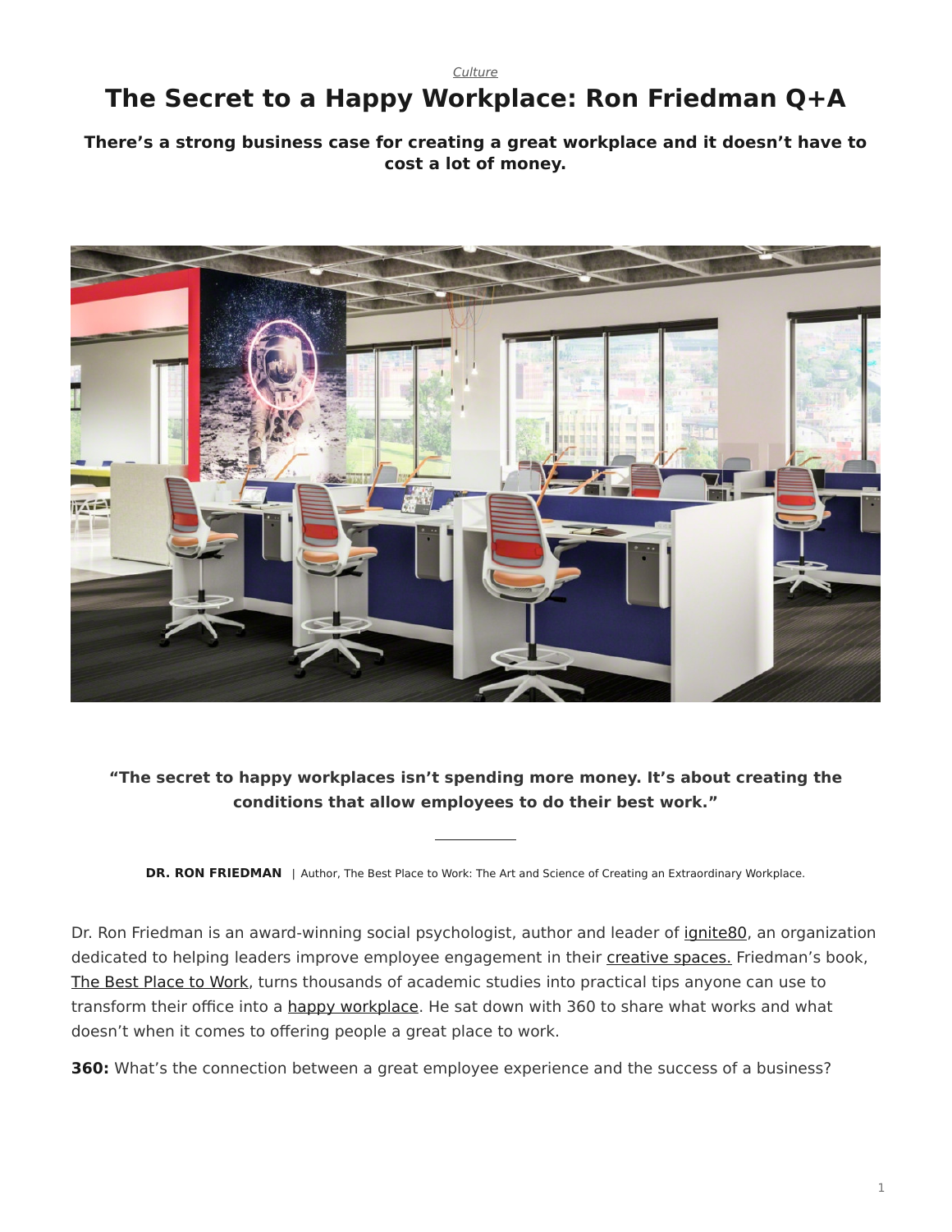*Culture*

# The Secret to a Happy Workplace: Ron Friedman Q+A

**There's a strong business case for creating a great workplace and it doesn't have to cost a lot of money.**

**"The secret to happy workplaces isn't spending more money. It's about creating the conditions that allow employees to do their best work."**

**DR. RON FRIEDMAN** | Author, The Best Place to Work: The Art and Science of Creating an Extraordinary Workplace.

Dr. Ron Friedman is an award-winning social psychologist, author and leader of ignite80, an organization dedicated to helping leaders improve employee engagement in their creative spaces. Friedman's book, The Best Place to Work, turns thousands of academic studies into practical tips anyone can use to transform their office into a happy workplace. He sat down with 360 to share what works and what doesn't when it comes to offering people a great place to work.

**360:** What's the connection between a great employee experience and the success of a business?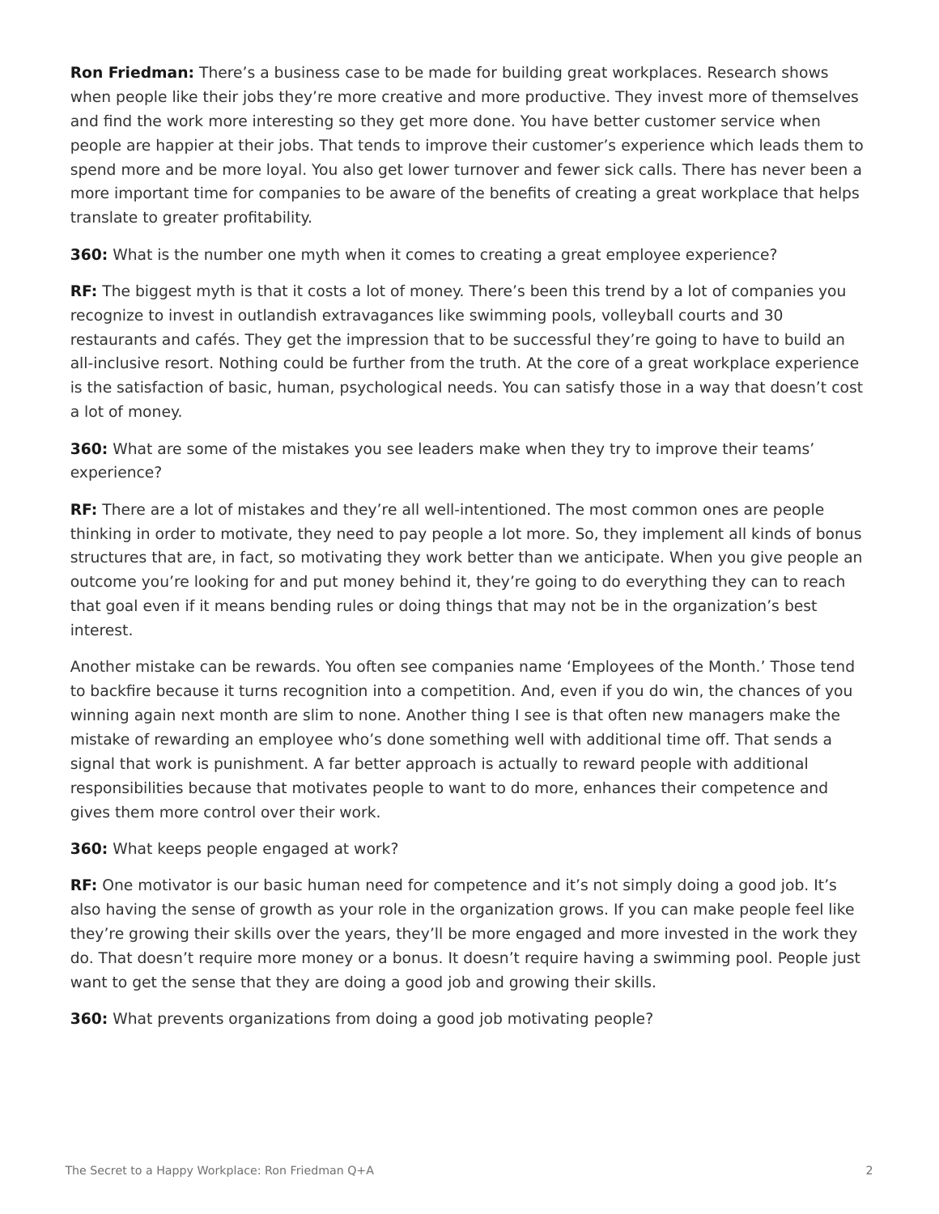**Ron Friedman:** There's a business case to be made for building great workplaces. Research shows when people like their jobs they're more creative and more productive. They invest more of themselves and find the work more interesting so they get more done. You have better customer service when people are happier at their jobs. That tends to improve their customer's experience which leads them to spend more and be more loyal. You also get lower turnover and fewer sick calls. There has never been a more important time for companies to be aware of the benefits of creating a great workplace that helps translate to greater profitability.

**360:** What is the number one myth when it comes to creating a great employee experience?

**RF:** The biggest myth is that it costs a lot of money. There's been this trend by a lot of companies you recognize to invest in outlandish extravagances like swimming pools, volleyball courts and 30 restaurants and cafés. They get the impression that to be successful they're going to have to build an all-inclusive resort. Nothing could be further from the truth. At the core of a great workplace experience is the satisfaction of basic, human, psychological needs. You can satisfy those in a way that doesn't cost a lot of money.

**360:** What are some of the mistakes you see leaders make when they try to improve their teams' experience?

**RF:** There are a lot of mistakes and they're all well-intentioned. The most common ones are people thinking in order to motivate, they need to pay people a lot more. So, they implement all kinds of bonus structures that are, in fact, so motivating they work better than we anticipate. When you give people an outcome you're looking for and put money behind it, they're going to do everything they can to reach that goal even if it means bending rules or doing things that may not be in the organization's best interest.

Another mistake can be rewards. You often see companies name 'Employees of the Month.' Those tend to backfire because it turns recognition into a competition. And, even if you do win, the chances of you winning again next month are slim to none. Another thing I see is that often new managers make the mistake of rewarding an employee who's done something well with additional time off. That sends a signal that work is punishment. A far better approach is actually to reward people with additional responsibilities because that motivates people to want to do more, enhances their competence and gives them more control over their work.

**360:** What keeps people engaged at work?

**RF:** One motivator is our basic human need for competence and it's not simply doing a good job. It's also having the sense of growth as your role in the organization grows. If you can make people feel like they're growing their skills over the years, they'll be more engaged and more invested in the work they do. That doesn't require more money or a bonus. It doesn't require having a swimming pool. People just want to get the sense that they are doing a good job and growing their skills.

**360:** What prevents organizations from doing a good job motivating people?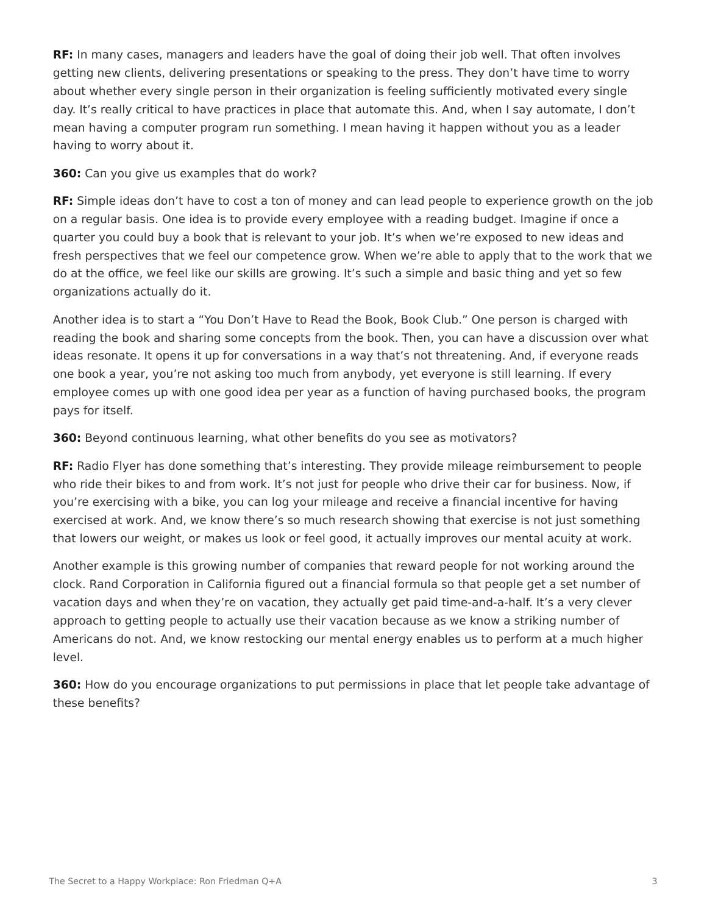**RF:** In many cases, managers and leaders have the goal of doing their job well. That often involves getting new clients, delivering presentations or speaking to the press. They don't have time to worry about whether every single person in their organization is feeling sufficiently motivated every single day. It's really critical to have practices in place that automate this. And, when I say automate, I don't mean having a computer program run something. I mean having it happen without you as a leader having to worry about it.

**360:** Can you give us examples that do work?

**RF:** Simple ideas don't have to cost a ton of money and can lead people to experience growth on the job on a regular basis. One idea is to provide every employee with a reading budget. Imagine if once a quarter you could buy a book that is relevant to your job. It's when we're exposed to new ideas and fresh perspectives that we feel our competence grow. When we're able to apply that to the work that we do at the office, we feel like our skills are growing. It's such a simple and basic thing and yet so few organizations actually do it.

Another idea is to start a "You Don't Have to Read the Book, Book Club." One person is charged with reading the book and sharing some concepts from the book. Then, you can have a discussion over what ideas resonate. It opens it up for conversations in a way that's not threatening. And, if everyone reads one book a year, you're not asking too much from anybody, yet everyone is still learning. If every employee comes up with one good idea per year as a function of having purchased books, the program pays for itself.

**360:** Beyond continuous learning, what other benefits do you see as motivators?

**RF:** Radio Flyer has done something that's interesting. They provide mileage reimbursement to people who ride their bikes to and from work. It's not just for people who drive their car for business. Now, if you're exercising with a bike, you can log your mileage and receive a financial incentive for having exercised at work. And, we know there's so much research showing that exercise is not just something that lowers our weight, or makes us look or feel good, it actually improves our mental acuity at work.

Another example is this growing number of companies that reward people for not working around the clock. Rand Corporation in California figured out a financial formula so that people get a set number of vacation days and when they're on vacation, they actually get paid time-and-a-half. It's a very clever approach to getting people to actually use their vacation because as we know a striking number of Americans do not. And, we know restocking our mental energy enables us to perform at a much higher level.

**360:** How do you encourage organizations to put permissions in place that let people take advantage of these benefits?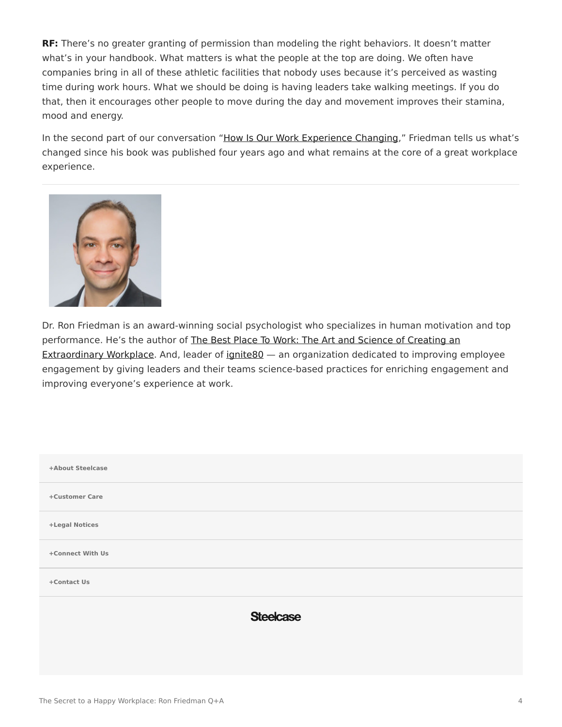**RF:** There's no greater granting of permission than modeling the right behaviors. It doesn't matter what's in your handbook. What matters is what the people at the top are doing. We often have companies bring in all of these athletic facilities that nobody uses because it's perceived as wasting time during work hours. What we should be doing is having leaders take walking meetings. If you do that, then it encourages other people to move during the day and movement improves their stamina, mood and energy.

In the second part of our conversation "How Is Our Work Experience Changing," Friedman tells us what's changed since his book was published four years ago and what remains at the core of a great workplace experience.

---

Dr. Ron Friedman is an award-winning social psychologist who specializes in human motivation and top performance. He's the author of The Best Place To Work: The Art and Science of Creating an Extraordinary Workplace. And, leader of ignite80 — an organization dedicated to improving employee engagement by giving leaders and their teams science-based practices for enriching engagement and improving everyone's experience at work.

+About Steelcase

+Customer Care

+Legal Notices

+Connect With Us

+Contact Us

Steelcase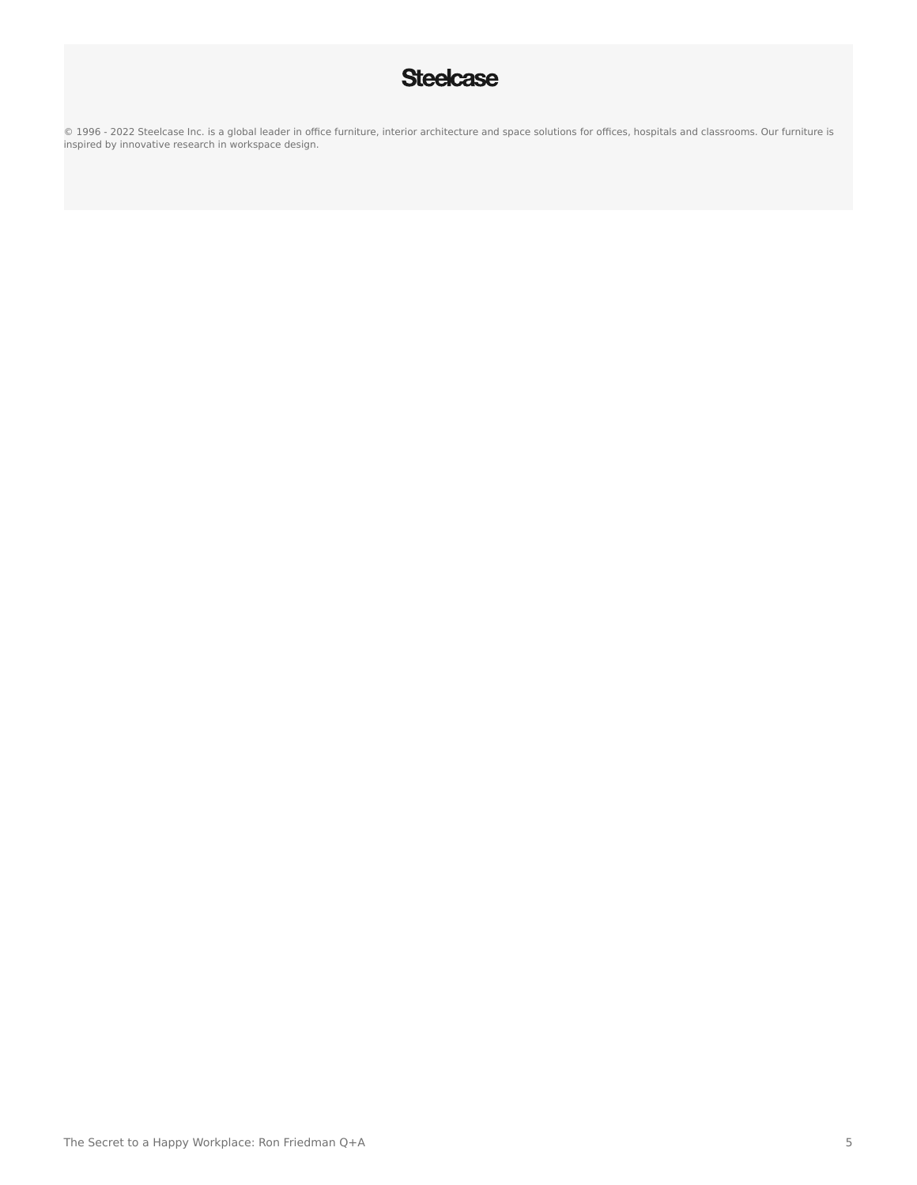**Steelcase**

© 1996 - 2022 Steelcase Inc. is a global leader in office furniture, interior architecture and space solutions for offices, hospitals and classrooms. Our furniture is inspired by innovative research in workspace design.